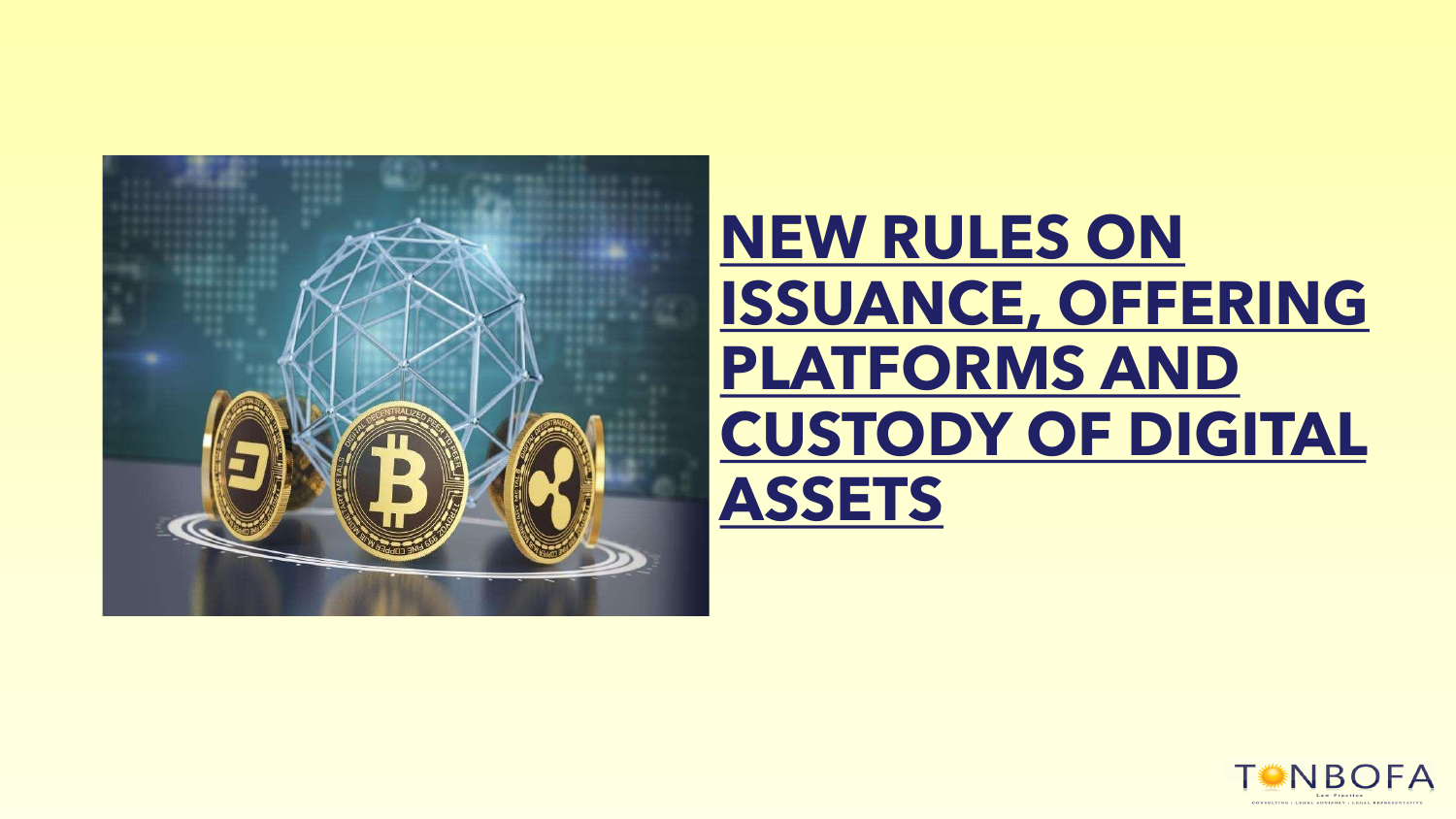# NEW RULES ON ISSUANCE, OFFERING PLATFORMS AND CUSTODY OF DIGITAL ASSETS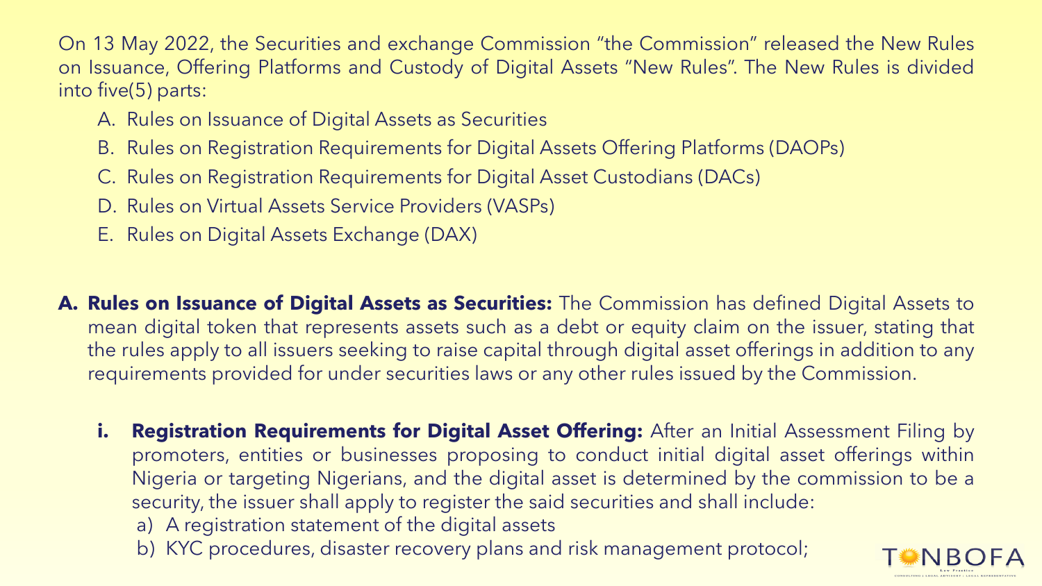On 13 May 2022, the Securities and exchange Commission "the Commission" released the New Rules on Issuance, Offering Platforms and Custody of Digital Assets "New Rules". The New Rules is divided into five(5) parts:

A. Rules on Issuance of Digital Assets as Securities
B. Rules on Registration Requirements for Digital Assets Offering Platforms (DAOPs)
C. Rules on Registration Requirements for Digital Asset Custodians (DACs)
D. Rules on Virtual Assets Service Providers (VASPs)
E. Rules on Digital Assets Exchange (DAX)

**A. Rules on Issuance of Digital Assets as Securities:** The Commission has defined Digital Assets to mean digital token that represents assets such as a debt or equity claim on the issuer, stating that the rules apply to all issuers seeking to raise capital through digital asset offerings in addition to any requirements provided for under securities laws or any other rules issued by the Commission.

**i. Registration Requirements for Digital Asset Offering:** After an Initial Assessment Filing by promoters, entities or businesses proposing to conduct initial digital asset offerings within Nigeria or targeting Nigerians, and the digital asset is determined by the commission to be a security, the issuer shall apply to register the said securities and shall include:

a) A registration statement of the digital assets
b) KYC procedures, disaster recovery plans and risk management protocol;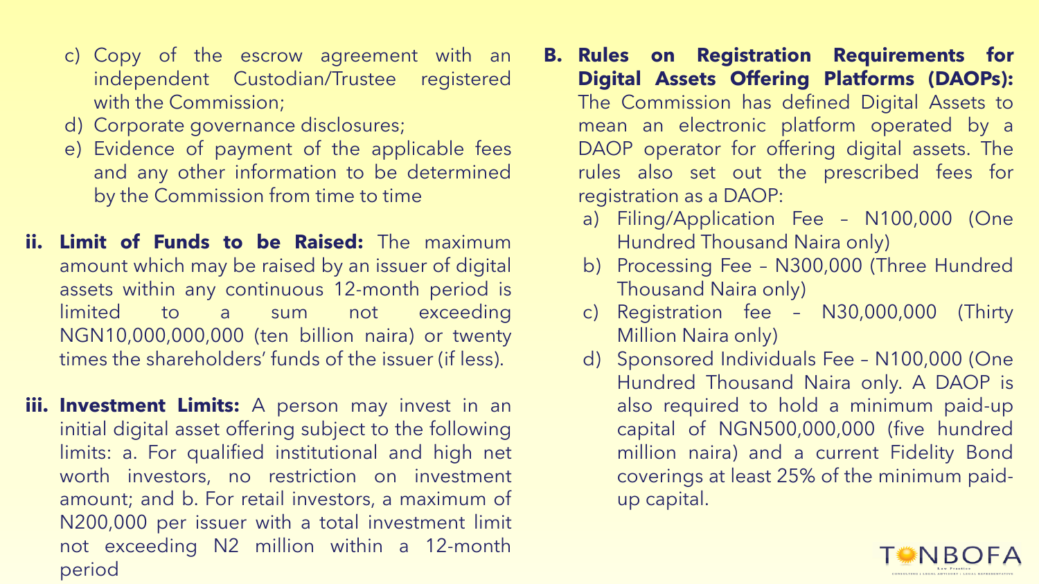c) Copy of the escrow agreement with an independent Custodian/Trustee registered with the Commission;
d) Corporate governance disclosures;
e) Evidence of payment of the applicable fees and any other information to be determined by the Commission from time to time

ii. **Limit of Funds to be Raised:** The maximum amount which may be raised by an issuer of digital assets within any continuous 12-month period is limited to a sum not exceeding NGN10,000,000,000 (ten billion naira) or twenty times the shareholders' funds of the issuer (if less).

iii. **Investment Limits:** A person may invest in an initial digital asset offering subject to the following limits: a. For qualified institutional and high net worth investors, no restriction on investment amount; and b. For retail investors, a maximum of N200,000 per issuer with a total investment limit not exceeding N2 million within a 12-month period

B. **Rules on Registration Requirements for Digital Assets Offering Platforms (DAOPs):** The Commission has defined Digital Assets to mean an electronic platform operated by a DAOP operator for offering digital assets. The rules also set out the prescribed fees for registration as a DAOP:

a) Filing/Application Fee – N100,000 (One Hundred Thousand Naira only)
b) Processing Fee – N300,000 (Three Hundred Thousand Naira only)
c) Registration fee – N30,000,000 (Thirty Million Naira only)
d) Sponsored Individuals Fee – N100,000 (One Hundred Thousand Naira only. A DAOP is also required to hold a minimum paid-up capital of NGN500,000,000 (five hundred million naira) and a current Fidelity Bond coverings at least 25% of the minimum paid-up capital.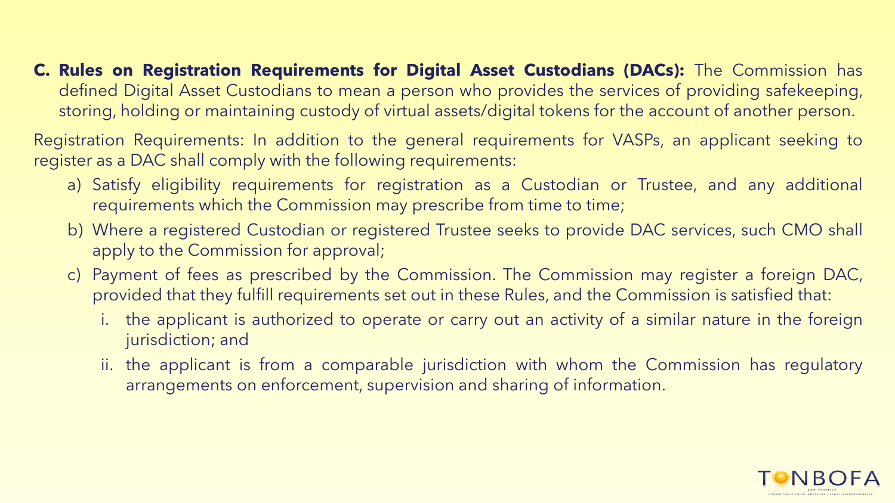C. **Rules on Registration Requirements for Digital Asset Custodians (DACs):** The Commission has defined Digital Asset Custodians to mean a person who provides the services of providing safekeeping, storing, holding or maintaining custody of virtual assets/digital tokens for the account of another person.

Registration Requirements: In addition to the general requirements for VASPs, an applicant seeking to register as a DAC shall comply with the following requirements:

a) Satisfy eligibility requirements for registration as a Custodian or Trustee, and any additional requirements which the Commission may prescribe from time to time;

b) Where a registered Custodian or registered Trustee seeks to provide DAC services, such CMO shall apply to the Commission for approval;

c) Payment of fees as prescribed by the Commission. The Commission may register a foreign DAC, provided that they fulfill requirements set out in these Rules, and the Commission is satisfied that:

   i. the applicant is authorized to operate or carry out an activity of a similar nature in the foreign jurisdiction; and

   ii. the applicant is from a comparable jurisdiction with whom the Commission has regulatory arrangements on enforcement, supervision and sharing of information.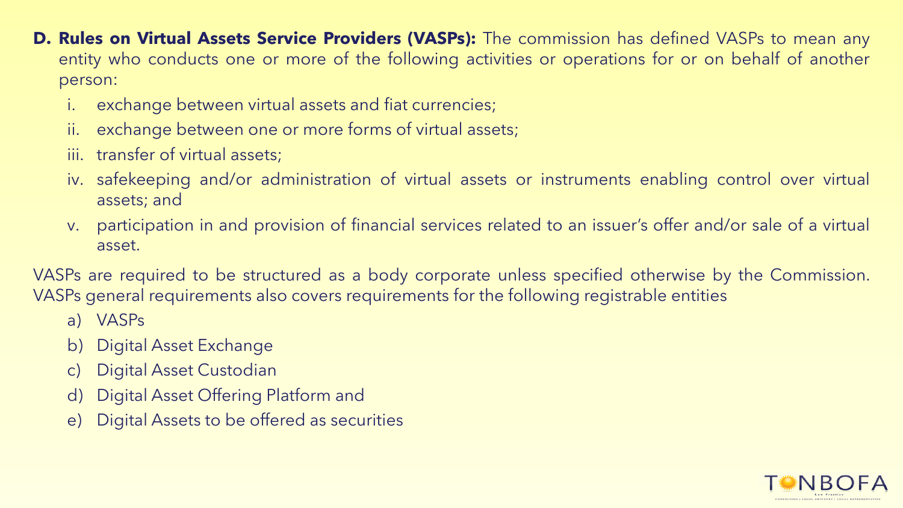**D. Rules on Virtual Assets Service Providers (VASPs):** The commission has defined VASPs to mean any entity who conducts one or more of the following activities or operations for or on behalf of another person:

i. exchange between virtual assets and fiat currencies;

ii. exchange between one or more forms of virtual assets;

iii. transfer of virtual assets;

iv. safekeeping and/or administration of virtual assets or instruments enabling control over virtual assets; and

v. participation in and provision of financial services related to an issuer's offer and/or sale of a virtual asset.

VASPs are required to be structured as a body corporate unless specified otherwise by the Commission. VASPs general requirements also covers requirements for the following registrable entities

a) VASPs

b) Digital Asset Exchange

c) Digital Asset Custodian

d) Digital Asset Offering Platform and

e) Digital Assets to be offered as securities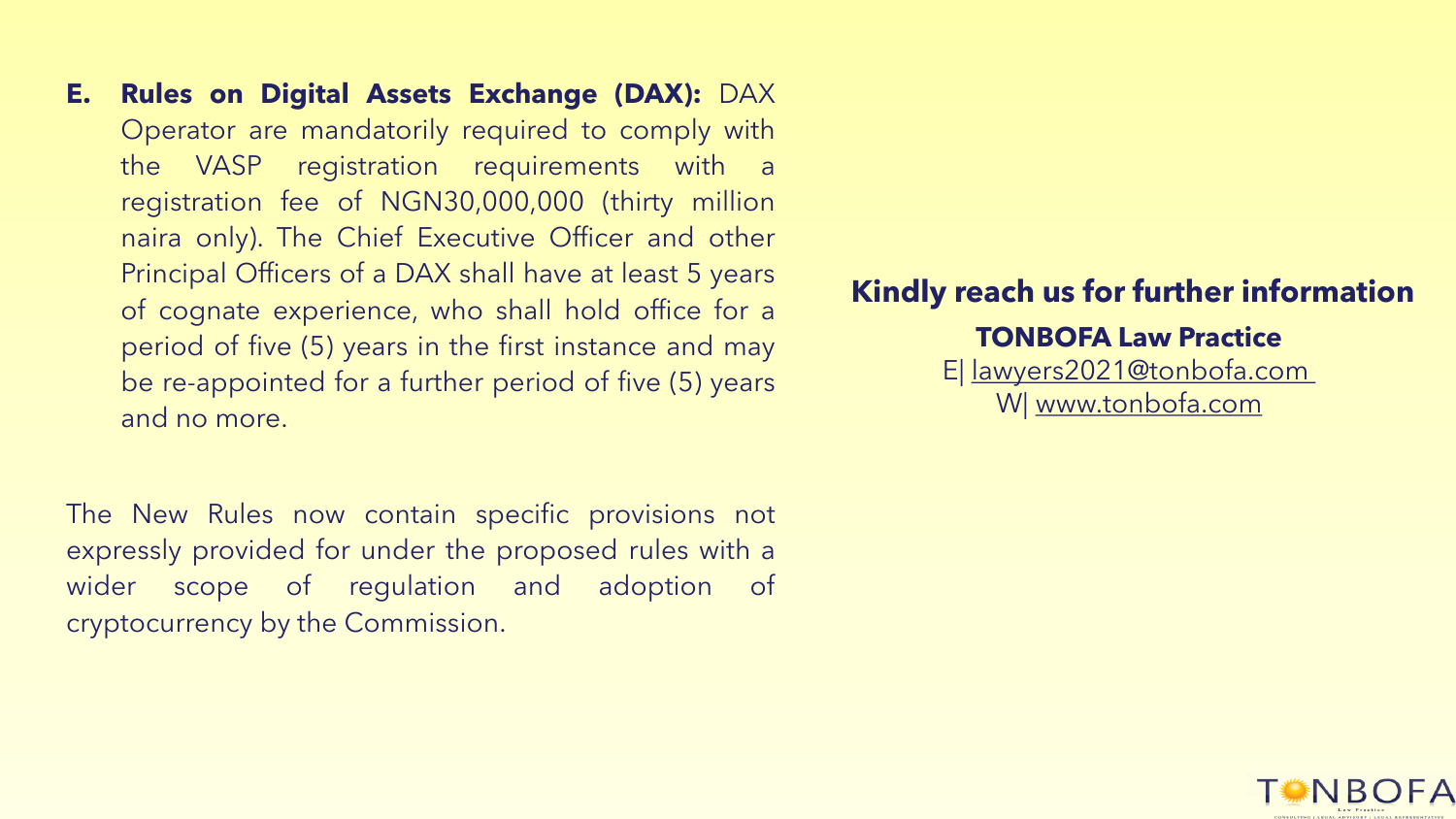**E. Rules on Digital Assets Exchange (DAX):** DAX Operator are mandatorily required to comply with the VASP registration requirements with a registration fee of NGN30,000,000 (thirty million naira only). The Chief Executive Officer and other Principal Officers of a DAX shall have at least 5 years of cognate experience, who shall hold office for a period of five (5) years in the first instance and may be re-appointed for a further period of five (5) years and no more.

The New Rules now contain specific provisions not expressly provided for under the proposed rules with a wider scope of regulation and adoption of cryptocurrency by the Commission.

**Kindly reach us for further information**

**TONBOFA Law Practice**

E| lawyers2021@tonbofa.com

W| www.tonbofa.com

TONBOFA

Law Practice

CONSULTING | LEGAL ADVISORY | LEGAL REPRESENTATIVE